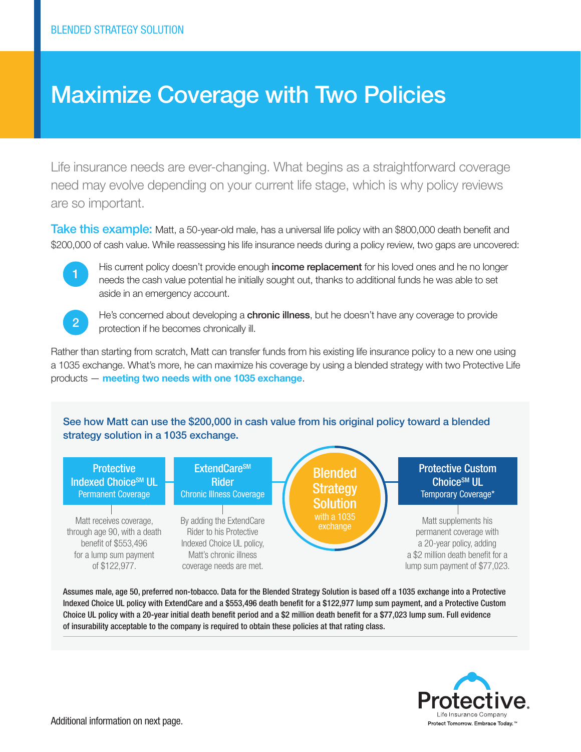BLENDED STRATEGY SOLUTION

# Maximize Coverage with Two Policies

Life insurance needs are ever-changing. What begins as a straightforward coverage need may evolve depending on your current life stage, which is why policy reviews are so important.

**Take this example:** Matt, a 50-year-old male, has a universal life policy with an $800,000 death benefit and $200,000 of cash value. While reassessing his life insurance needs during a policy review, two gaps are uncovered:

1. His current policy doesn't provide enough **income replacement** for his loved ones and he no longer needs the cash value potential he initially sought out, thanks to additional funds he was able to set aside in an emergency account.
2. He's concerned about developing a **chronic illness**, but he doesn't have any coverage to provide protection if he becomes chronically ill.

Rather than starting from scratch, Matt can transfer funds from his existing life insurance policy to a new one using a 1035 exchange. What's more, he can maximize his coverage by using a blended strategy with two Protective Life products — **meeting two needs with one 1035 exchange**.

## See how Matt can use the $200,000 in cash value from his original policy toward a blended strategy solution in a 1035 exchange.

**Protective Indexed Choice[SM] UL**
Permanent Coverage

Matt receives coverage, through age 90, with a death benefit of $553,496 for a lump sum payment of $122,977.

**ExtendCare[SM] Rider**
Chronic Illness Coverage

By adding the ExtendCare Rider to his Protective Indexed Choice UL policy, Matt's chronic illness coverage needs are met.

**Blended Strategy Solution**
with a 1035 exchange

**Protective Custom Choice[SM] UL**
Temporary Coverage*

Matt supplements his permanent coverage with a 20-year policy, adding a $2 million death benefit for a lump sum payment of $77,023.

Assumes male, age 50, preferred non-tobacco. Data for the Blended Strategy Solution is based off a 1035 exchange into a Protective Indexed Choice UL policy with ExtendCare and a $553,496 death benefit for a $122,977 lump sum payment, and a Protective Custom Choice UL policy with a 20-year initial death benefit period and a $2 million death benefit for a $77,023 lump sum. Full evidence of insurability acceptable to the company is required to obtain these policies at that rating class.

Additional information on next page.

Protective.
Life Insurance Company
Protect Tomorrow. Embrace Today.™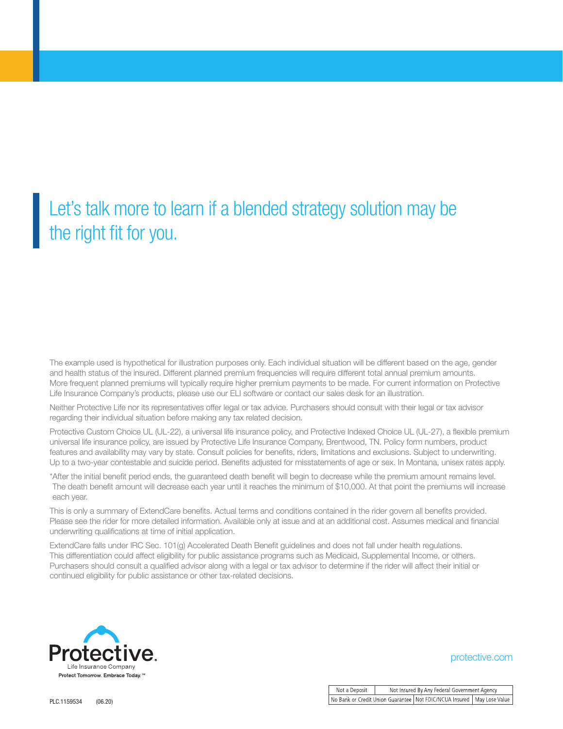# Let's talk more to learn if a blended strategy solution may be the right fit for you.

The example used is hypothetical for illustration purposes only. Each individual situation will be different based on the age, gender and health status of the insured. Different planned premium frequencies will require different total annual premium amounts. More frequent planned premiums will typically require higher premium payments to be made. For current information on Protective Life Insurance Company's products, please use our ELI software or contact our sales desk for an illustration.

Neither Protective Life nor its representatives offer legal or tax advice. Purchasers should consult with their legal or tax advisor regarding their individual situation before making any tax related decision.

Protective Custom Choice UL (UL-22), a universal life insurance policy, and Protective Indexed Choice UL (UL-27), a flexible premium universal life insurance policy, are issued by Protective Life Insurance Company, Brentwood, TN. Policy form numbers, product features and availability may vary by state. Consult policies for benefits, riders, limitations and exclusions. Subject to underwriting. Up to a two-year contestable and suicide period. Benefits adjusted for misstatements of age or sex. In Montana, unisex rates apply.

*After the initial benefit period ends, the guaranteed death benefit will begin to decrease while the premium amount remains level. The death benefit amount will decrease each year until it reaches the minimum of $10,000. At that point the premiums will increase each year.

This is only a summary of ExtendCare benefits. Actual terms and conditions contained in the rider govern all benefits provided. Please see the rider for more detailed information. Available only at issue and at an additional cost. Assumes medical and financial underwriting qualifications at time of initial application.

ExtendCare falls under IRC Sec. 101(g) Accelerated Death Benefit guidelines and does not fall under health regulations. This differentiation could affect eligibility for public assistance programs such as Medicaid, Supplemental Income, or others. Purchasers should consult a qualified advisor along with a legal or tax advisor to determine if the rider will affect their initial or continued eligibility for public assistance or other tax-related decisions.

Protective.
Life Insurance Company
Protect Tomorrow. Embrace Today.™

protective.com

| | | |
|---|---|---|
| Not a Deposit | Not Insured By Any Federal Government Agency | |
| No Bank or Credit Union Guarantee | Not FDIC/NCUA Insured | May Lose Value |

PLC.1159534 (06.20)